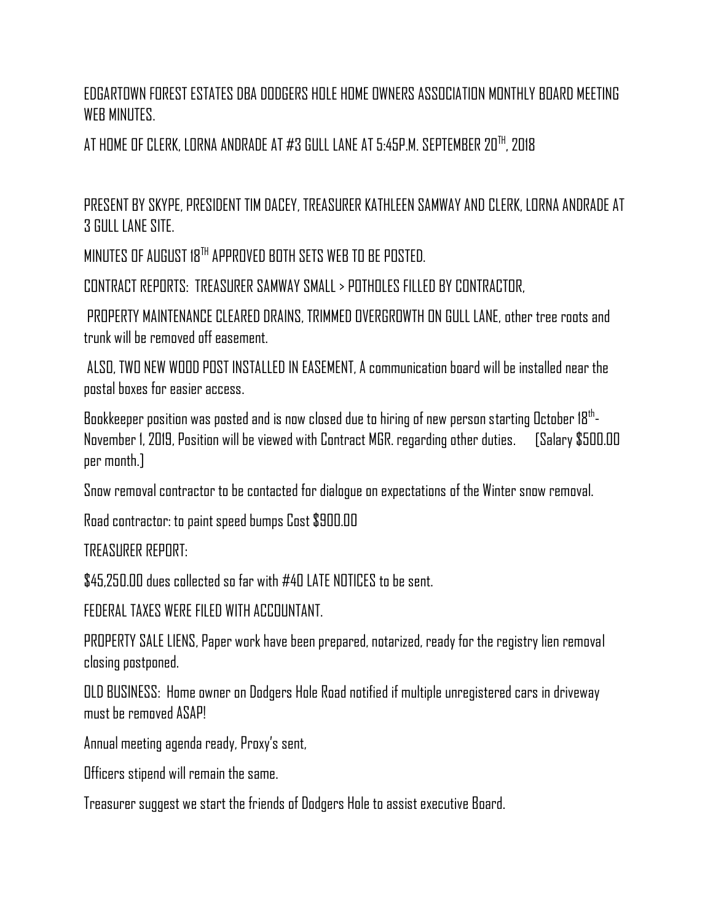EDGARTOWN FOREST ESTATES DBA DODGERS HOLE HOME OWNERS ASSOCIATION MONTHLY BOARD MEETING WEB MINUTES.

AT HOME OF CLERK, LORNA ANDRADE AT #3 GULL LANE AT 5:45P.M. SEPTEMBER 20TH, 2018

PRESENT BY SKYPE, PRESIDENT TIM DACEY, TREASURER KATHLEEN SAMWAY AND CLERK, LORNA ANDRADE AT 3 GULL LANE SITE.

MINUTES OF AUGUST 18TH APPROVED BOTH SETS WEB TO BE POSTED.

CONTRACT REPORTS: TREASURER SAMWAY SMALL > POTHOLES FILLED BY CONTRACTOR,

PROPERTY MAINTENANCE CLEARED DRAINS, TRIMMED OVERGROWTH ON GULL LANE, other tree roots and trunk will be removed off easement.

ALSO, TWO NEW WOOD POST INSTALLED IN EASEMENT, A communication board will be installed near the postal boxes for easier access.

Bookkeeper position was posted and is now closed due to hiring of new person starting October 18th- November 1, 2019, Position will be viewed with Contract MGR. regarding other duties. [Salary $500.00 per month.]

Snow removal contractor to be contacted for dialogue on expectations of the Winter snow removal.

Road contractor: to paint speed bumps Cost $900.00

TREASURER REPORT:

$45,250.00 dues collected so far with #40 LATE NOTICES to be sent.

FEDERAL TAXES WERE FILED WITH ACCOUNTANT.

PROPERTY SALE LIENS, Paper work have been prepared, notarized, ready for the registry lien removal closing postponed.

OLD BUSINESS: Home owner on Dodgers Hole Road notified if multiple unregistered cars in driveway must be removed ASAP!

Annual meeting agenda ready, Proxy's sent,

Officers stipend will remain the same.

Treasurer suggest we start the friends of Dodgers Hole to assist executive Board.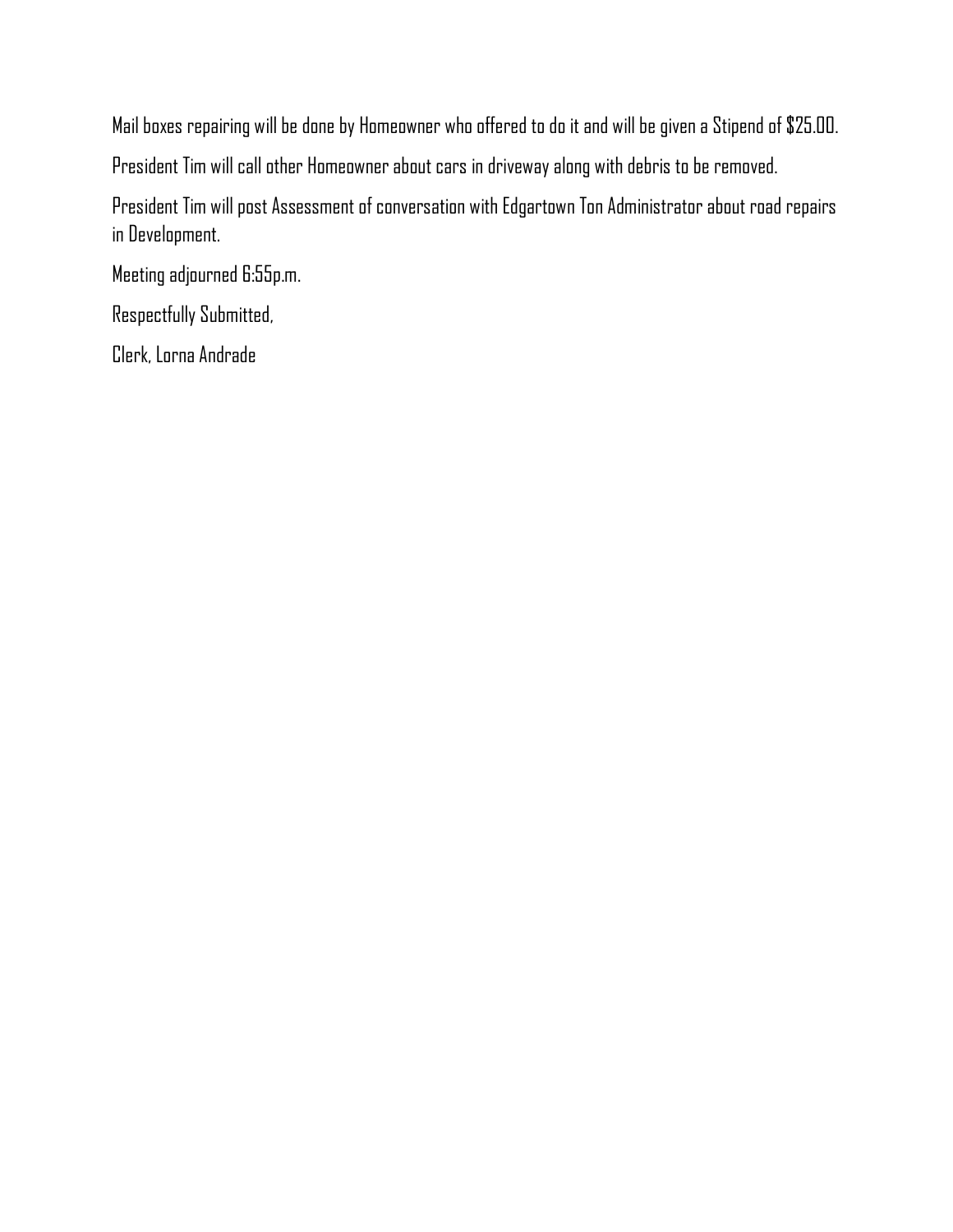Mail boxes repairing will be done by Homeowner who offered to do it and will be given a Stipend of $25.00.

President Tim will call other Homeowner about cars in driveway along with debris to be removed.

President Tim will post Assessment of conversation with Edgartown Ton Administrator about road repairs in Development.

Meeting adjourned 6:55p.m.

Respectfully Submitted,

Clerk, Lorna Andrade